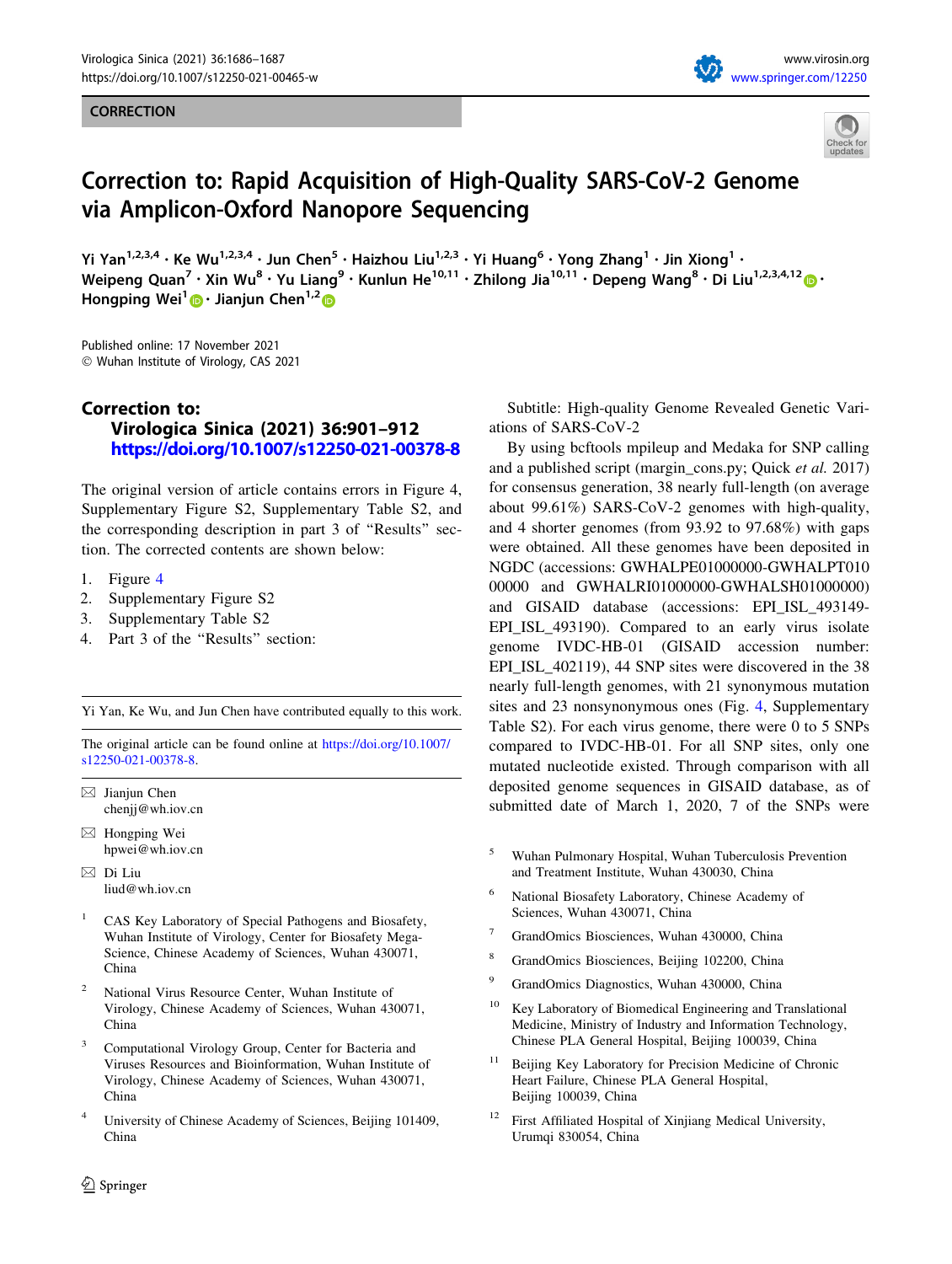CORRECTION

# Correction to: Rapid Acquisition of High-Quality SARS-CoV-2 Genome via Amplicon-Oxford Nanopore Sequencing

Yi Yan[1,2,3,4] · Ke Wu[1,2,3,4] · Jun Chen[5] · Haizhou Liu[1,2,3] · Yi Huang[6] · Yong Zhang[1] · Jin Xiong[1] · Weipeng Quan[7] · Xin Wu[8] · Yu Liang[9] · Kunlun He[10,11] · Zhilong Jia[10,11] · Depeng Wang[8] · Di Liu[1,2,3,4,12] · Hongping Wei[1] · Jianjun Chen[1,2]

Published online: 17 November 2021
© Wuhan Institute of Virology, CAS 2021

## Correction to:

**Virologica Sinica (2021) 36:901–912**
**https://doi.org/10.1007/s12250-021-00378-8**

The original version of article contains errors in Figure 4, Supplementary Figure S2, Supplementary Table S2, and the corresponding description in part 3 of "Results" section. The corrected contents are shown below:

1. Figure 4
2. Supplementary Figure S2
3. Supplementary Table S2
4. Part 3 of the "Results" section:

Subtitle: High-quality Genome Revealed Genetic Variations of SARS-CoV-2

By using bcftools mpileup and Medaka for SNP calling and a published script (margin_cons.py; Quick *et al.* 2017) for consensus generation, 38 nearly full-length (on average about 99.61%) SARS-CoV-2 genomes with high-quality, and 4 shorter genomes (from 93.92 to 97.68%) with gaps were obtained. All these genomes have been deposited in NGDC (accessions: GWHALPE01000000-GWHALPT01000000 and GWHALRI01000000-GWHALSH01000000) and GISAID database (accessions: EPI_ISL_493149-EPI_ISL_493190). Compared to an early virus isolate genome IVDC-HB-01 (GISAID accession number: EPI_ISL_402119), 44 SNP sites were discovered in the 38 nearly full-length genomes, with 21 synonymous mutation sites and 23 nonsynonymous ones (Fig. 4, Supplementary Table S2). For each virus genome, there were 0 to 5 SNPs compared to IVDC-HB-01. For all SNP sites, only one mutated nucleotide existed. Through comparison with all deposited genome sequences in GISAID database, as of submitted date of March 1, 2020, 7 of the SNPs were

---

Yi Yan, Ke Wu, and Jun Chen have contributed equally to this work.

The original article can be found online at https://doi.org/10.1007/s12250-021-00378-8.

✉ Jianjun Chen
chenjj@wh.iov.cn

✉ Hongping Wei
hpwei@wh.iov.cn

✉ Di Liu
liud@wh.iov.cn

1. CAS Key Laboratory of Special Pathogens and Biosafety, Wuhan Institute of Virology, Center for Biosafety Mega-Science, Chinese Academy of Sciences, Wuhan 430071, China
2. National Virus Resource Center, Wuhan Institute of Virology, Chinese Academy of Sciences, Wuhan 430071, China
3. Computational Virology Group, Center for Bacteria and Viruses Resources and Bioinformation, Wuhan Institute of Virology, Chinese Academy of Sciences, Wuhan 430071, China
4. University of Chinese Academy of Sciences, Beijing 101409, China
5. Wuhan Pulmonary Hospital, Wuhan Tuberculosis Prevention and Treatment Institute, Wuhan 430030, China
6. National Biosafety Laboratory, Chinese Academy of Sciences, Wuhan 430071, China
7. GrandOmics Biosciences, Wuhan 430000, China
8. GrandOmics Biosciences, Beijing 102200, China
9. GrandOmics Diagnostics, Wuhan 430000, China
10. Key Laboratory of Biomedical Engineering and Translational Medicine, Ministry of Industry and Information Technology, Chinese PLA General Hospital, Beijing 100039, China
11. Beijing Key Laboratory for Precision Medicine of Chronic Heart Failure, Chinese PLA General Hospital, Beijing 100039, China
12. First Affiliated Hospital of Xinjiang Medical University, Urumqi 830054, China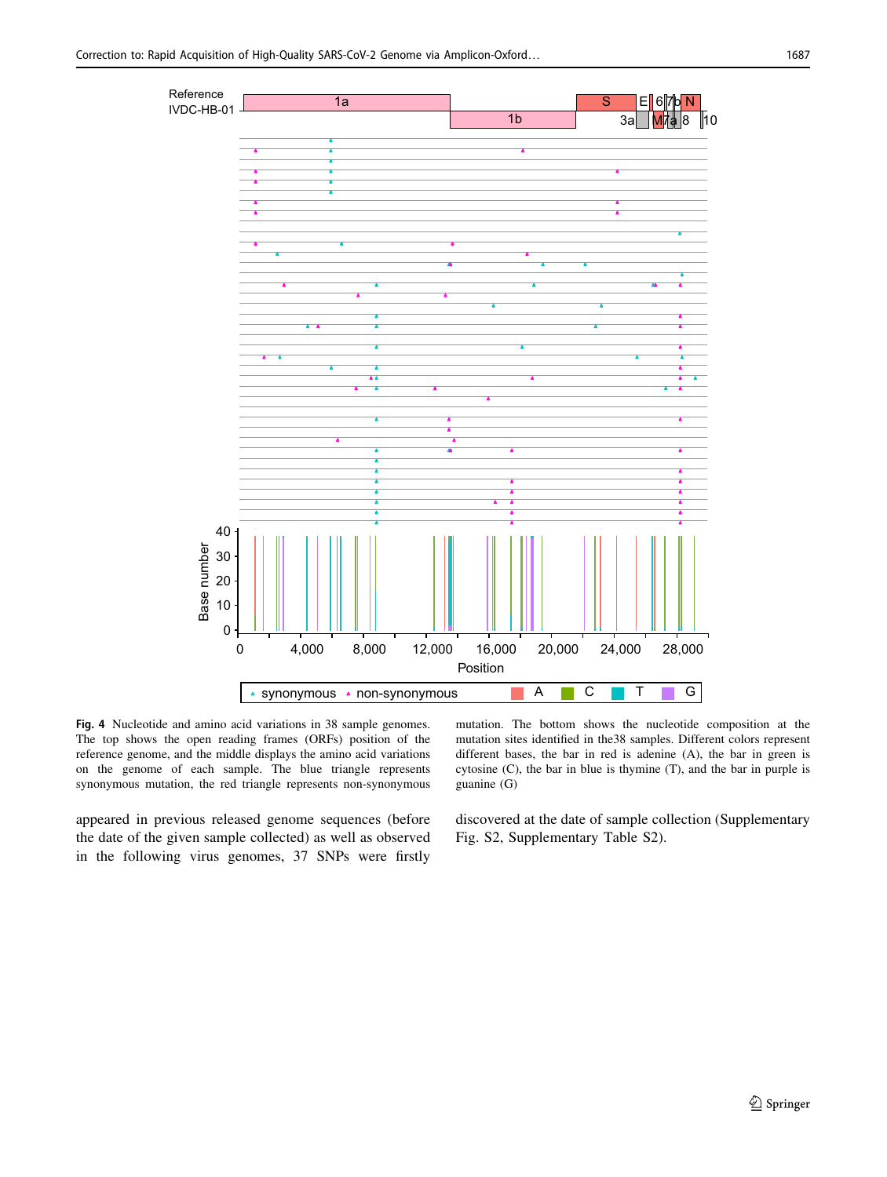Reference
IVDC-HB-01

1a
1b
S
E
6
7b
N
3a
M
7a
8
10

Base number
40
30
20
10
0

0
4,000
8,000
12,000
16,000
20,000
24,000
28,000
Position

synonymous
non-synonymous
A
C
T
G

**Fig. 4** Nucleotide and amino acid variations in 38 sample genomes. The top shows the open reading frames (ORFs) position of the reference genome, and the middle displays the amino acid variations on the genome of each sample. The blue triangle represents synonymous mutation, the red triangle represents non-synonymous mutation. The bottom shows the nucleotide composition at the mutation sites identified in the38 samples. Different colors represent different bases, the bar in red is adenine (A), the bar in green is cytosine (C), the bar in blue is thymine (T), and the bar in purple is guanine (G)

appeared in previous released genome sequences (before the date of the given sample collected) as well as observed in the following virus genomes, 37 SNPs were firstly discovered at the date of sample collection (Supplementary Fig. S2, Supplementary Table S2).